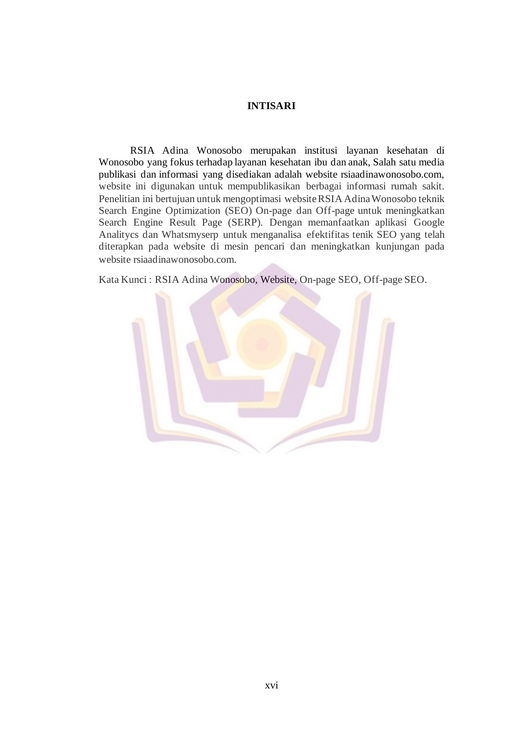# INTISARI

RSIA Adina Wonosobo merupakan institusi layanan kesehatan di Wonosobo yang fokus terhadap layanan kesehatan ibu dan anak, Salah satu media publikasi dan informasi yang disediakan adalah website rsiaadinawonosobo.com, website ini digunakan untuk mempublikasikan berbagai informasi rumah sakit. Penelitian ini bertujuan untuk mengoptimasi website RSIA Adina Wonosobo teknik Search Engine Optimization (SEO) On-page dan Off-page untuk meningkatkan Search Engine Result Page (SERP). Dengan memanfaatkan aplikasi Google Analitycs dan Whatsmyserp untuk menganalisa efektifitas tenik SEO yang telah diterapkan pada website di mesin pencari dan meningkatkan kunjungan pada website rsiaadinawonosobo.com.

Kata Kunci : RSIA Adina Wonosobo, Website, On-page SEO, Off-page SEO.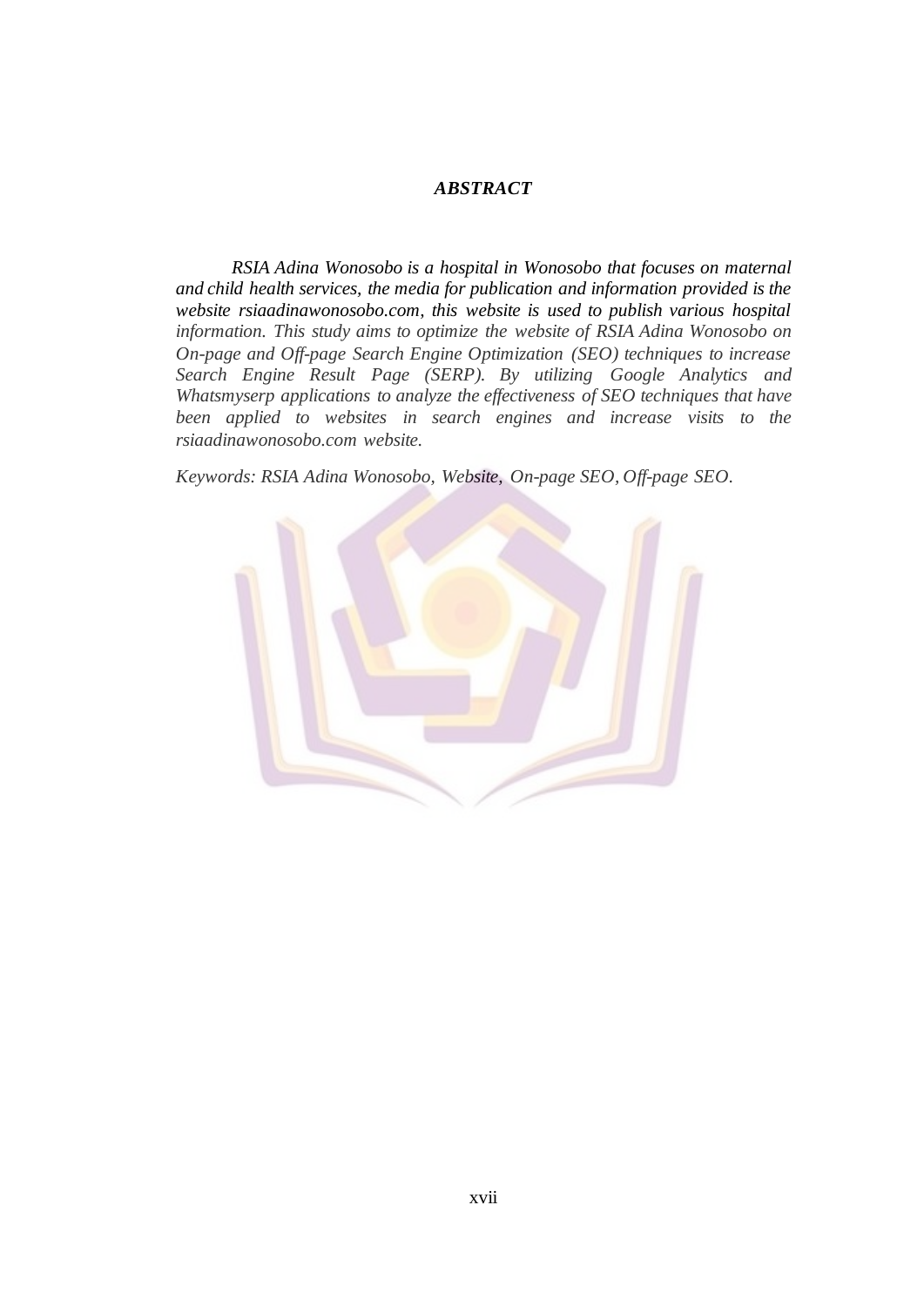***ABSTRACT***

*RSIA Adina Wonosobo is a hospital in Wonosobo that focuses on maternal and child health services, the media for publication and information provided is the website rsiaadinawonosobo.com, this website is used to publish various hospital information. This study aims to optimize the website of RSIA Adina Wonosobo on On-page and Off-page Search Engine Optimization (SEO) techniques to increase Search Engine Result Page (SERP). By utilizing Google Analytics and Whatsmyserp applications to analyze the effectiveness of SEO techniques that have been applied to websites in search engines and increase visits to the rsiaadinawonosobo.com website.*

*Keywords: RSIA Adina Wonosobo, Website, On-page SEO, Off-page SEO.*